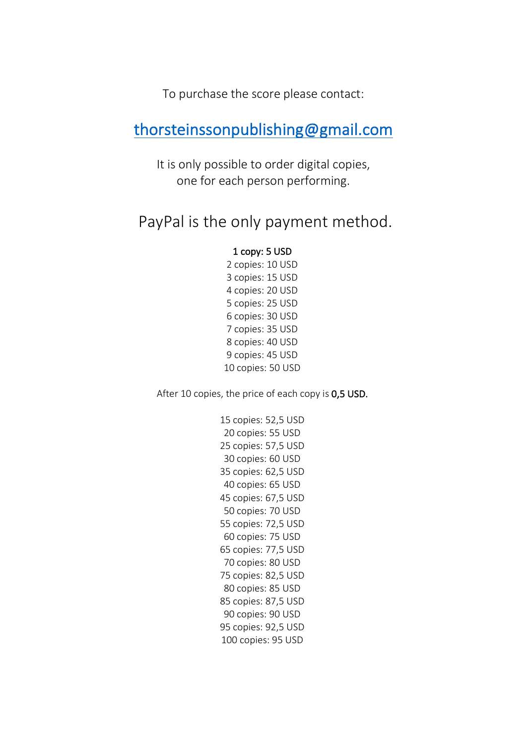To purchase the score please contact:

## [thorsteinssonpublishing@gmail.com](mailto:thorsteinssonpublishing@gmail.com)

It is only possible to order digital copies,
one for each person performing.

## PayPal is the only payment method.

1 copy: 5 USD
2 copies: 10 USD
3 copies: 15 USD
4 copies: 20 USD
5 copies: 25 USD
6 copies: 30 USD
7 copies: 35 USD
8 copies: 40 USD
9 copies: 45 USD
10 copies: 50 USD

After 10 copies, the price of each copy is 0,5 USD.

15 copies: 52,5 USD
20 copies: 55 USD
25 copies: 57,5 USD
30 copies: 60 USD
35 copies: 62,5 USD
40 copies: 65 USD
45 copies: 67,5 USD
50 copies: 70 USD
55 copies: 72,5 USD
60 copies: 75 USD
65 copies: 77,5 USD
70 copies: 80 USD
75 copies: 82,5 USD
80 copies: 85 USD
85 copies: 87,5 USD
90 copies: 90 USD
95 copies: 92,5 USD
100 copies: 95 USD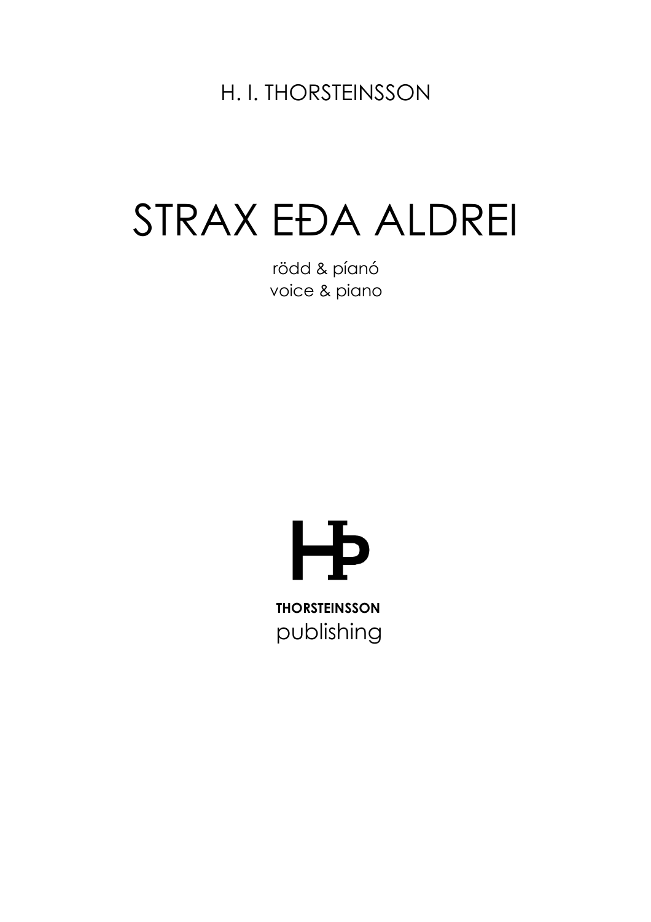H. I. THORSTEINSSON

# STRAX EÐA ALDREI

rödd & píanó
voice & piano

**THORSTEINSSON**
publishing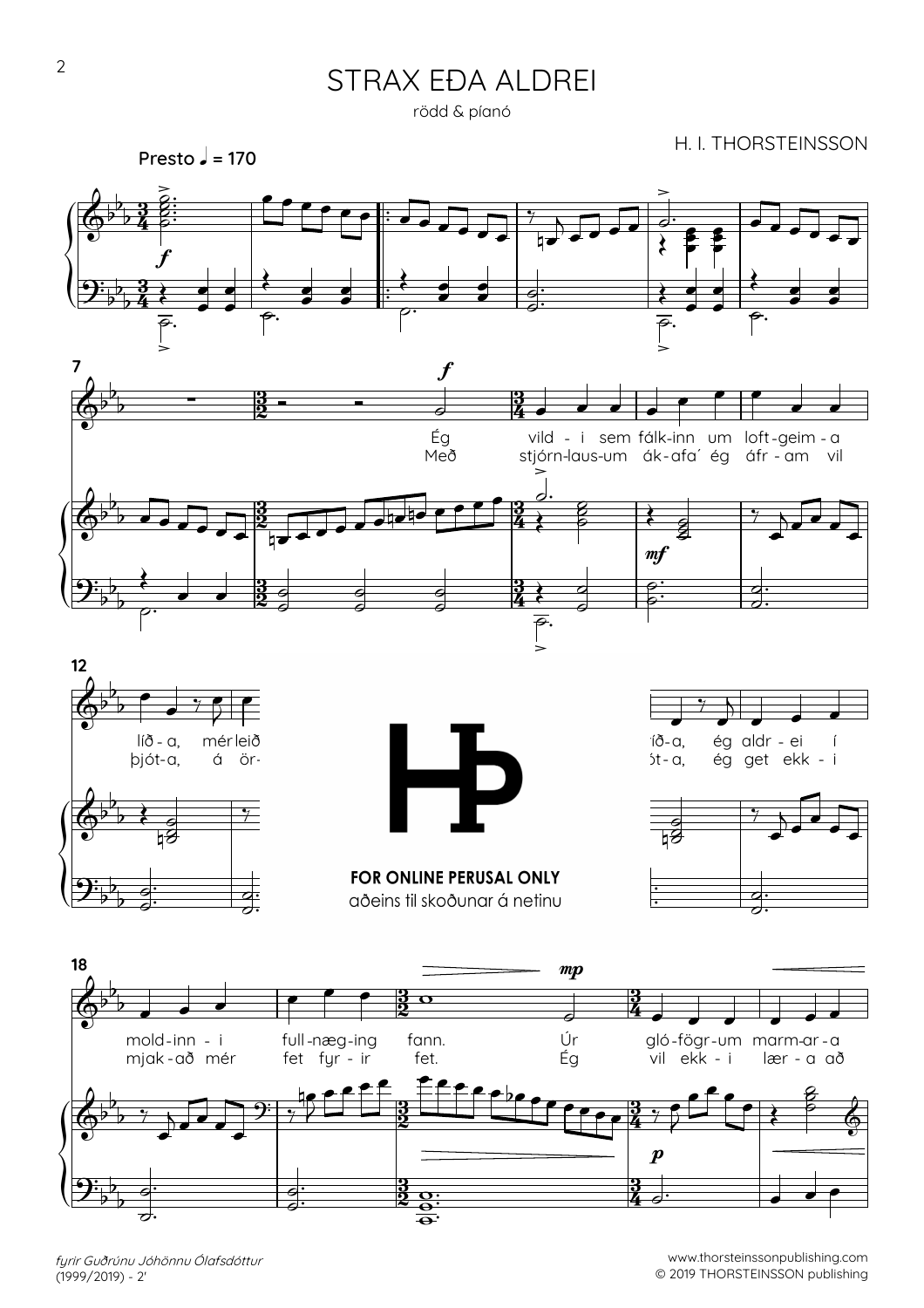# STRAX EÐA ALDREI

rödd & píanó

H. I. THORSTEINSSON

**Presto** ♩ = 170

Ég vildi sem fálkinn um loftgeima líða, mér leið ... íða, ég aldrei í moldinni full-næging fann. Úr glófögrum marmara

Með stjórnlausum ákafa' ég áfram vil þjóta, á ör- ... óta, ég get ekki mjakað mér fet fyrir fet. Ég vil ekki læra að

**FOR ONLINE PERUSAL ONLY**

aðeins til skoðunar á netinu

*fyrir Guðrúnu Jóhönnu Ólafsdóttur*
(1999/2019) - 2'

www.thorsteinssonpublishing.com
© 2019 THORSTEINSSON publishing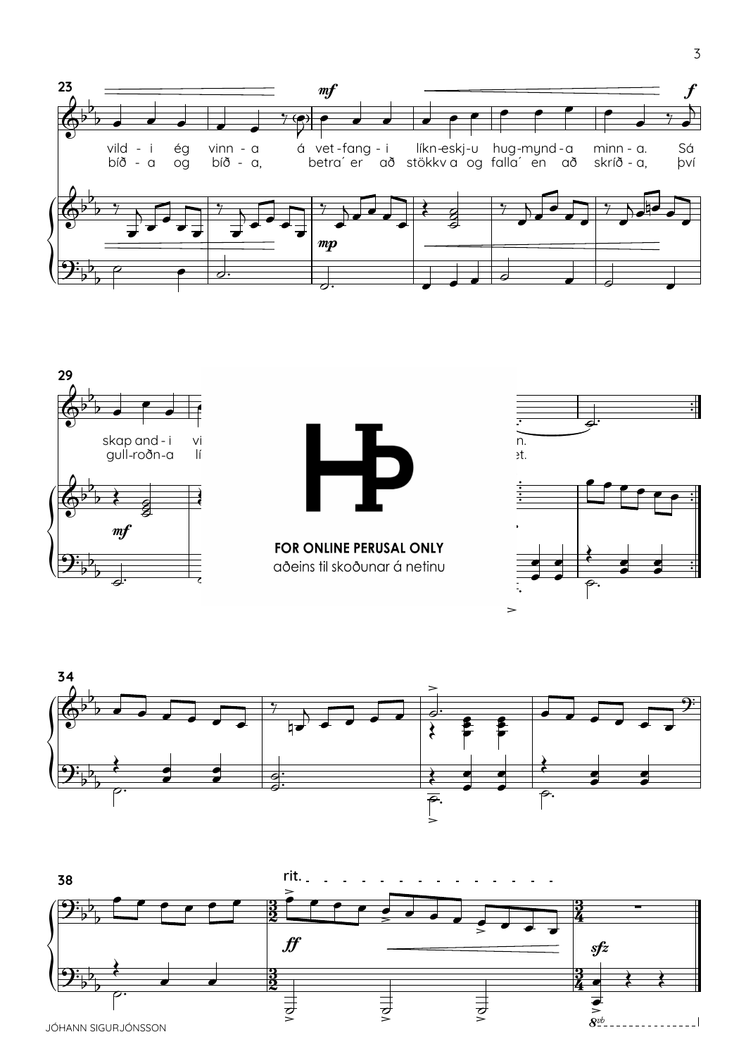23

vild - i ég vinn - a á vet - fang - i líkn-eskj-u hug-mynd - a minn - a. Sá

bíð - a og bíð - a, betra´ er að stökkv a og falla´ en að skríð - a, því

29

skap and - i vi ... n.

gull-roðn-a lí ... et.

**FOR ONLINE PERUSAL ONLY**

aðeins til skoðunar á netinu

34

38

rit.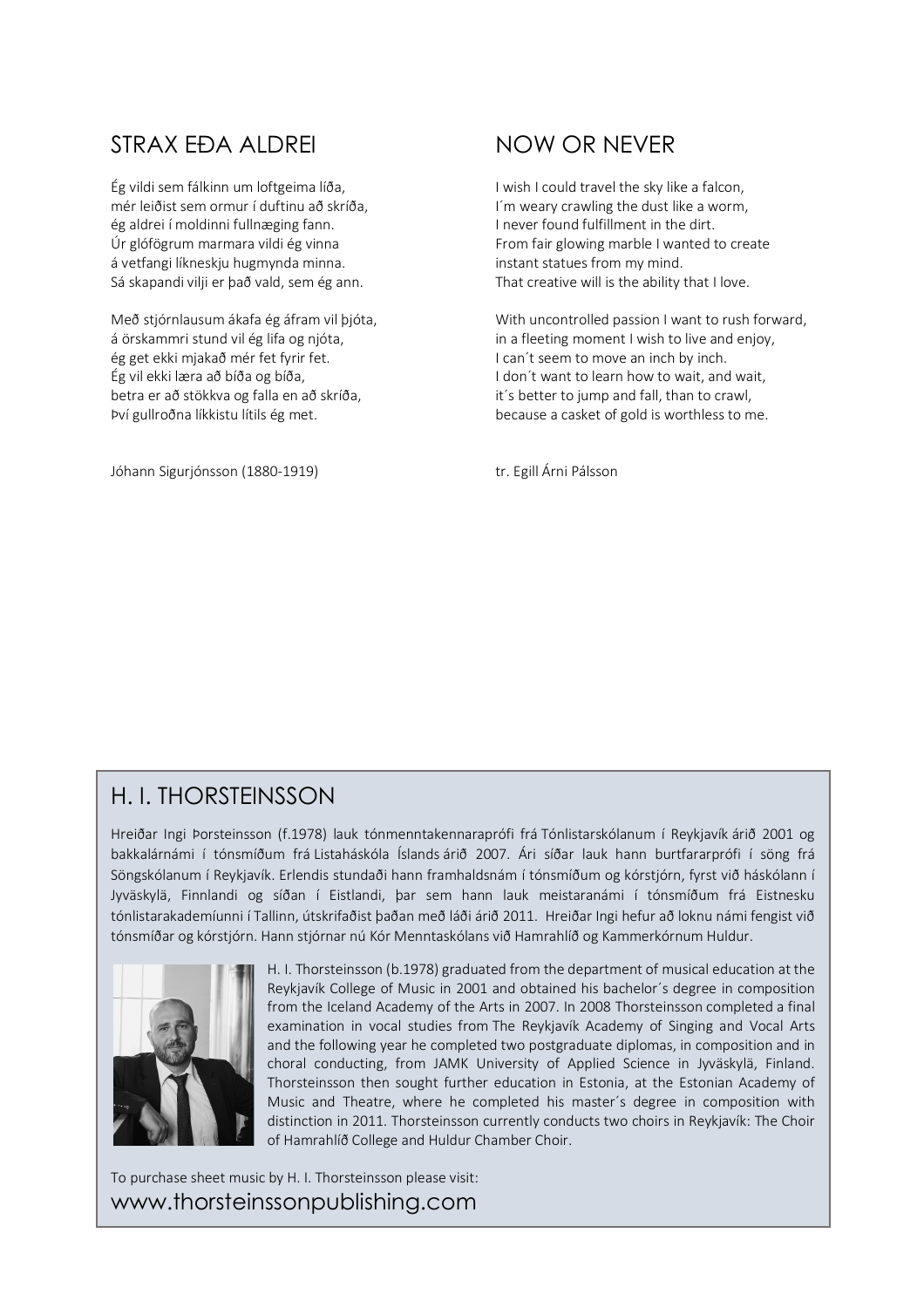## STRAX EÐA ALDREI

Ég vildi sem fálkinn um loftgeima líða,
mér leiðist sem ormur í duftinu að skríða,
ég aldrei í moldinni fullnæging fann.
Úr glófögrum marmara vildi ég vinna
á vetfangi líkneskju hugmynda minna.
Sá skapandi vilji er það vald, sem ég ann.

Með stjórnlausum ákafa ég áfram vil þjóta,
á örskammri stund vil ég lifa og njóta,
ég get ekki mjakað mér fet fyrir fet.
Ég vil ekki læra að bíða og bíða,
betra er að stökkva og falla en að skríða,
Því gullroðna líkkistu lítils ég met.

Jóhann Sigurjónsson (1880-1919)

## NOW OR NEVER

I wish I could travel the sky like a falcon,
I´m weary crawling the dust like a worm,
I never found fulfillment in the dirt.
From fair glowing marble I wanted to create
instant statues from my mind.
That creative will is the ability that I love.

With uncontrolled passion I want to rush forward,
in a fleeting moment I wish to live and enjoy,
I can´t seem to move an inch by inch.
I don´t want to learn how to wait, and wait,
it´s better to jump and fall, than to crawl,
because a casket of gold is worthless to me.

tr. Egill Árni Pálsson

## H. I. THORSTEINSSON

Hreiðar Ingi Þorsteinsson (f.1978) lauk tónmenntakennaraprófi frá Tónlistarskólanum í Reykjavík árið 2001 og bakkalárnámi í tónsmíðum frá Listaháskóla Íslands árið 2007. Ári síðar lauk hann burtfararprófi í söng frá Söngskólanum í Reykjavík. Erlendis stundaði hann framhaldsnám í tónsmíðum og kórstjórn, fyrst við háskólann í Jyväskylä, Finnlandi og síðan í Eistlandi, þar sem hann lauk meistaranámi í tónsmíðum frá Eistnesku tónlistarakademíunni í Tallinn, útskrifaðist þaðan með láði árið 2011. Hreiðar Ingi hefur að loknu námi fengist við tónsmíðar og kórstjórn. Hann stjórnar nú Kór Menntaskólans við Hamrahlíð og Kammerkórnum Huldur.

H. I. Thorsteinsson (b.1978) graduated from the department of musical education at the Reykjavík College of Music in 2001 and obtained his bachelor´s degree in composition from the Iceland Academy of the Arts in 2007. In 2008 Thorsteinsson completed a final examination in vocal studies from The Reykjavík Academy of Singing and Vocal Arts and the following year he completed two postgraduate diplomas, in composition and in choral conducting, from JAMK University of Applied Science in Jyväskylä, Finland. Thorsteinsson then sought further education in Estonia, at the Estonian Academy of Music and Theatre, where he completed his master´s degree in composition with distinction in 2011. Thorsteinsson currently conducts two choirs in Reykjavík: The Choir of Hamrahlíð College and Huldur Chamber Choir.

To purchase sheet music by H. I. Thorsteinsson please visit:
www.thorsteinssonpublishing.com